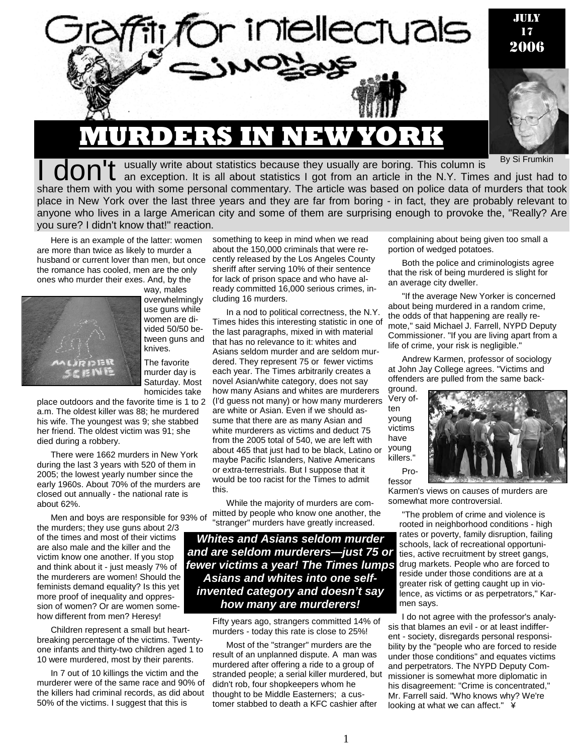# Graffiti for intellectuals

## Simon Says

JULY 17 2006

By Si Frumkin

# MURDERS IN NEW YORK

I don't usually write about statistics because they usually are boring. This column is an exception. It is all about statistics I got from an article in the N.Y. Times and just had to share them with you with some personal commentary. The article was based on police data of murders that took place in New York over the last three years and they are far from boring - in fact, they are probably relevant to anyone who lives in a large American city and some of them are surprising enough to provoke the, "Really? Are you sure? I didn't know that!" reaction.

Here is an example of the latter: women are more than twice as likely to murder a husband or current lover than men, but once the romance has cooled, men are the only ones who murder their exes. And, by the way, males overwhelmingly use guns while women are divided 50/50 between guns and knives.

The favorite murder day is Saturday. Most homicides take place outdoors and the favorite time is 1 to 2 a.m. The oldest killer was 88; he murdered his wife. The youngest was 9; she stabbed her friend. The oldest victim was 91; she died during a robbery.

There were 1662 murders in New York during the last 3 years with 520 of them in 2005; the lowest yearly number since the early 1960s. About 70% of the murders are closed out annually - the national rate is about 62%.

Men and boys are responsible for 93% of the murders; they use guns about 2/3 of the times and most of their victims are also male and the killer and the victim know one another. If you stop and think about it - just measly 7% of the murderers are women! Should the feminists demand equality? Is this yet more proof of inequality and oppression of women? Or are women somehow different from men? Heresy!

Children represent a small but heartbreaking percentage of the victims. Twenty-one infants and thirty-two children aged 1 to 10 were murdered, most by their parents.

In 7 out of 10 killings the victim and the murderer were of the same race and 90% of the killers had criminal records, as did about 50% of the victims. I suggest that this is something to keep in mind when we read about the 150,000 criminals that were recently released by the Los Angeles County sheriff after serving 10% of their sentence for lack of prison space and who have already committed 16,000 serious crimes, including 16 murders.

In a nod to political correctness, the N.Y. Times hides this interesting statistic in one of the last paragraphs, mixed in with material that has no relevance to it: whites and Asians seldom murder and are seldom murdered. They represent 75 or fewer victims each year. The Times arbitrarily creates a novel Asian/white category, does not say how many Asians and whites are murderers (I'd guess not many) or how many murderers are white or Asian. Even if we should assume that there are as many Asian and white murderers as victims and deduct 75 from the 2005 total of 540, we are left with about 465 that just had to be black, Latino or maybe Pacific Islanders, Native Americans or extra-terrestrials. But I suppose that it would be too racist for the Times to admit this.

While the majority of murders are committed by people who know one another, the "stranger" murders have greatly increased.

***Whites and Asians seldom murder and are seldom murderers—just 75 or fewer victims a year! The Times lumps Asians and whites into one self-invented category and doesn't say how many are murderers!***

Fifty years ago, strangers committed 14% of murders - today this rate is close to 25%!

Most of the "stranger" murders are the result of an unplanned dispute. A man was murdered after offering a ride to a group of stranded people; a serial killer murdered, but didn't rob, four shopkeepers whom he thought to be Middle Easterners; a customer stabbed to death a KFC cashier after complaining about being given too small a portion of wedged potatoes.

Both the police and criminologists agree that the risk of being murdered is slight for an average city dweller.

"If the average New Yorker is concerned about being murdered in a random crime, the odds of that happening are really remote," said Michael J. Farrell, NYPD Deputy Commissioner. "If you are living apart from a life of crime, your risk is negligible."

Andrew Karmen, professor of sociology at John Jay College agrees. "Victims and offenders are pulled from the same background. Very often young victims have young killers."

Professor Karmen's views on causes of murders are somewhat more controversial.

"The problem of crime and violence is rooted in neighborhood conditions - high rates or poverty, family disruption, failing schools, lack of recreational opportunities, active recruitment by street gangs, drug markets. People who are forced to reside under those conditions are at a greater risk of getting caught up in violence, as victims or as perpetrators," Karmen says.

I do not agree with the professor's analysis that blames an evil - or at least indifferent - society, disregards personal responsibility by the "people who are forced to reside under those conditions" and equates victims and perpetrators. The NYPD Deputy Commissioner is somewhat more diplomatic in his disagreement: "Crime is concentrated," Mr. Farrell said. "Who knows why? We're looking at what we can affect." ¥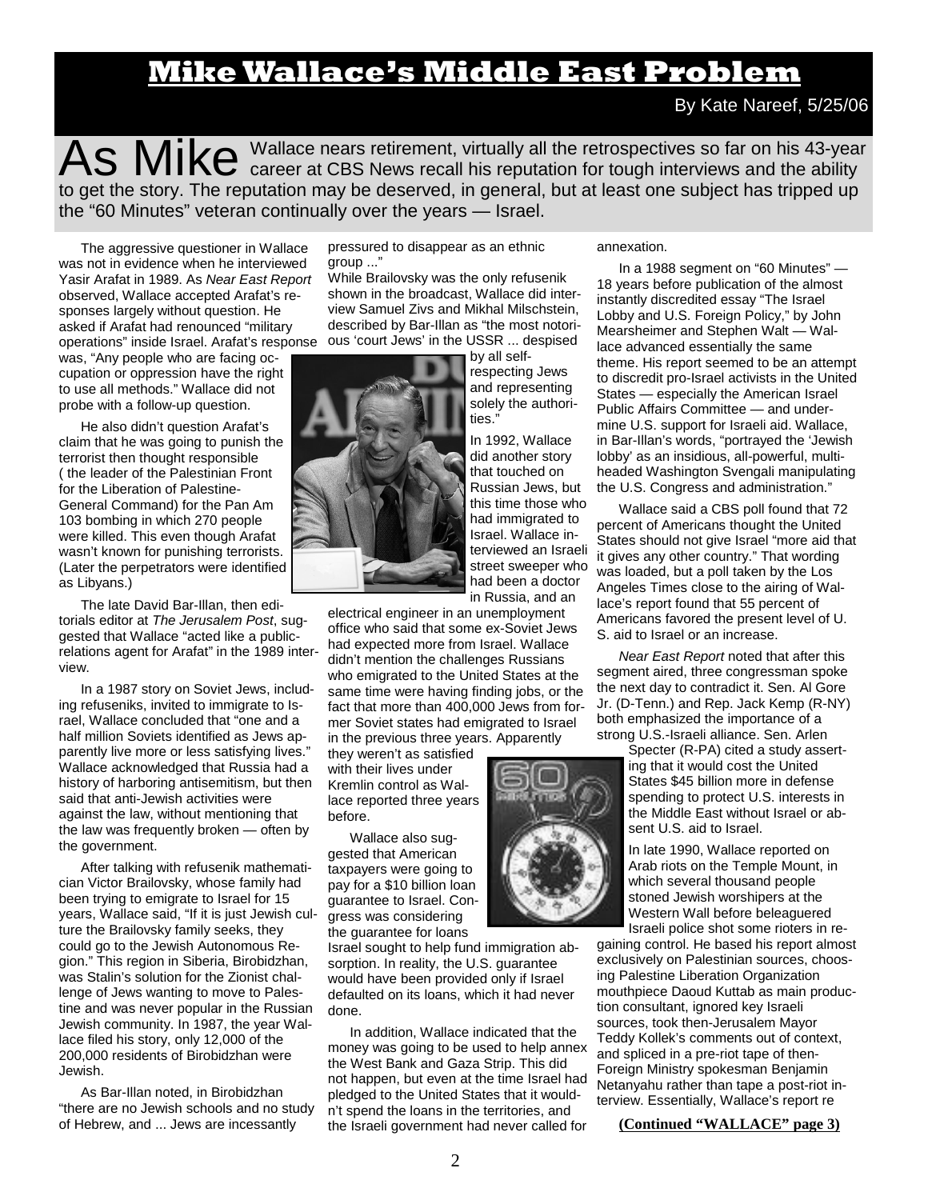# Mike Wallace's Middle East Problem

By Kate Nareef, 5/25/06

**As Mike** Wallace nears retirement, virtually all the retrospectives so far on his 43-year career at CBS News recall his reputation for tough interviews and the ability to get the story. The reputation may be deserved, in general, but at least one subject has tripped up the "60 Minutes" veteran continually over the years — Israel.

The aggressive questioner in Wallace was not in evidence when he interviewed Yasir Arafat in 1989. As *Near East Report* observed, Wallace accepted Arafat's responses largely without question. He asked if Arafat had renounced "military operations" inside Israel. Arafat's response was, "Any people who are facing occupation or oppression have the right to use all methods." Wallace did not probe with a follow-up question.

He also didn't question Arafat's claim that he was going to punish the terrorist then thought responsible ( the leader of the Palestinian Front for the Liberation of Palestine-General Command) for the Pan Am 103 bombing in which 270 people were killed. This even though Arafat wasn't known for punishing terrorists. (Later the perpetrators were identified as Libyans.)

The late David Bar-Illan, then editorials editor at *The Jerusalem Post*, suggested that Wallace "acted like a public-relations agent for Arafat" in the 1989 interview.

In a 1987 story on Soviet Jews, including refuseniks, invited to immigrate to Israel, Wallace concluded that "one and a half million Soviets identified as Jews apparently live more or less satisfying lives." Wallace acknowledged that Russia had a history of harboring antisemitism, but then said that anti-Jewish activities were against the law, without mentioning that the law was frequently broken — often by the government.

After talking with refusenik mathematician Victor Brailovsky, whose family had been trying to emigrate to Israel for 15 years, Wallace said, "If it is just Jewish culture the Brailovsky family seeks, they could go to the Jewish Autonomous Region." This region in Siberia, Birobidzhan, was Stalin's solution for the Zionist challenge of Jews wanting to move to Palestine and was never popular in the Russian Jewish community. In 1987, the year Wallace filed his story, only 12,000 of the 200,000 residents of Birobidzhan were Jewish.

As Bar-Illan noted, in Birobidzhan "there are no Jewish schools and no study of Hebrew, and ... Jews are incessantly pressured to disappear as an ethnic group ..."

While Brailovsky was the only refusenik shown in the broadcast, Wallace did interview Samuel Zivs and Mikhal Milschstein, described by Bar-Illan as "the most notorious 'court Jews' in the USSR ... despised by all self-respecting Jews and representing solely the authorities."

In 1992, Wallace did another story that touched on Russian Jews, but this time those who had immigrated to Israel. Wallace interviewed an Israeli street sweeper who had been a doctor in Russia, and an electrical engineer in an unemployment office who said that some ex-Soviet Jews had expected more from Israel. Wallace didn't mention the challenges Russians who emigrated to the United States at the same time were having finding jobs, or the fact that more than 400,000 Jews from former Soviet states had emigrated to Israel in the previous three years. Apparently they weren't as satisfied with their lives under Kremlin control as Wallace reported three years before.

Wallace also suggested that American taxpayers were going to pay for a $10 billion loan guarantee to Israel. Congress was considering the guarantee for loans Israel sought to help fund immigration absorption. In reality, the U.S. guarantee would have been provided only if Israel defaulted on its loans, which it had never done.

In addition, Wallace indicated that the money was going to be used to help annex the West Bank and Gaza Strip. This did not happen, but even at the time Israel had pledged to the United States that it wouldn't spend the loans in the territories, and the Israeli government had never called for annexation.

In a 1988 segment on "60 Minutes" — 18 years before publication of the almost instantly discredited essay "The Israel Lobby and U.S. Foreign Policy," by John Mearsheimer and Stephen Walt — Wallace advanced essentially the same theme. His report seemed to be an attempt to discredit pro-Israel activists in the United States — especially the American Israel Public Affairs Committee — and undermine U.S. support for Israeli aid. Wallace, in Bar-Illan's words, "portrayed the 'Jewish lobby' as an insidious, all-powerful, multi-headed Washington Svengali manipulating the U.S. Congress and administration."

Wallace said a CBS poll found that 72 percent of Americans thought the United States should not give Israel "more aid that it gives any other country." That wording was loaded, but a poll taken by the Los Angeles Times close to the airing of Wallace's report found that 55 percent of Americans favored the present level of U. S. aid to Israel or an increase.

*Near East Report* noted that after this segment aired, three congressman spoke the next day to contradict it. Sen. Al Gore Jr. (D-Tenn.) and Rep. Jack Kemp (R-NY) both emphasized the importance of a strong U.S.-Israeli alliance. Sen. Arlen Specter (R-PA) cited a study asserting that it would cost the United States $45 billion more in defense spending to protect U.S. interests in the Middle East without Israel or absent U.S. aid to Israel.

In late 1990, Wallace reported on Arab riots on the Temple Mount, in which several thousand people stoned Jewish worshipers at the Western Wall before beleaguered Israeli police shot some rioters in regaining control. He based his report almost exclusively on Palestinian sources, choosing Palestine Liberation Organization mouthpiece Daoud Kuttab as main production consultant, ignored key Israeli sources, took then-Jerusalem Mayor Teddy Kollek's comments out of context, and spliced in a pre-riot tape of then-Foreign Ministry spokesman Benjamin Netanyahu rather than tape a post-riot interview. Essentially, Wallace's report re

**(Continued "WALLACE" page 3)**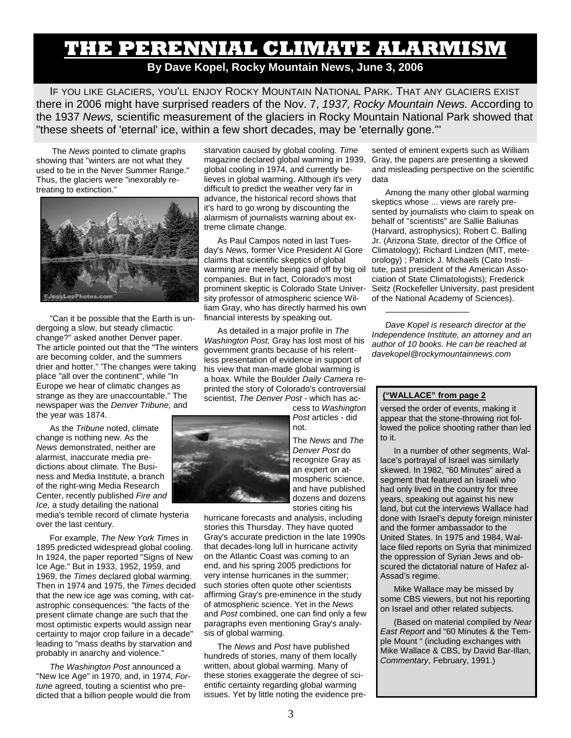# THE PERENNIAL CLIMATE ALARMISM

**By Dave Kopel, Rocky Mountain News, June 3, 2006**

IF YOU LIKE GLACIERS, YOU'LL ENJOY ROCKY MOUNTAIN NATIONAL PARK. THAT ANY GLACIERS EXIST there in 2006 might have surprised readers of the Nov. 7, *1937, Rocky Mountain News.* According to the 1937 *News,* scientific measurement of the glaciers in Rocky Mountain National Park showed that "these sheets of 'eternal' ice, within a few short decades, may be 'eternally gone.'"

The *News* pointed to climate graphs showing that "winters are not what they used to be in the Never Summer Range." Thus, the glaciers were "inexorably retreating to extinction."

"Can it be possible that the Earth is undergoing a slow, but steady climactic change?" asked another Denver paper. The article pointed out that the "The winters are becoming colder, and the summers drier and hotter." 'The changes were taking place "all over the continent", while "In Europe we hear of climatic changes as strange as they are unaccountable." The newspaper was the *Denver Tribune,* and the year was 1874.

As the *Tribune* noted, climate change is nothing new. As the *News* demonstrated, neither are alarmist, inaccurate media predictions about climate. The Business and Media Institute, a branch of the right-wing Media Research Center, recently published *Fire and Ice,* a study detailing the national media's terrible record of climate hysteria over the last century.

For example, *The New York Times* in 1895 predicted widespread global cooling. In 1924, the paper reported "Signs of New Ice Age." But in 1933, 1952, 1959, and 1969, the *Times* declared global warming. Then in 1974 and 1975, the *Times* decided that the new ice age was coming, with catastrophic consequences: "the facts of the present climate change are such that the most optimistic experts would assign near certainty to major crop failure in a decade" leading to "mass deaths by starvation and probably in anarchy and violence."

*The Washington Post* announced a "New Ice Age" in 1970, and, in 1974, *Fortune* agreed, touting a scientist who predicted that a billion people would die from starvation caused by global cooling. *Time* magazine declared global warming in 1939, global cooling in 1974, and currently believes in global warming. Although it's very difficult to predict the weather very far in advance, the historical record shows that it's hard to go wrong by discounting the alarmism of journalists warning about extreme climate change.

As Paul Campos noted in last Tuesday's *News,* former Vice President Al Gore claims that scientific skeptics of global warming are merely being paid off by big oil companies. But in fact, Colorado's most prominent skeptic is Colorado State University professor of atmospheric science William Gray, who has directly harmed his own financial interests by speaking out.

As detailed in a major profile in *The Washington Post,* Gray has lost most of his government grants because of his relentless presentation of evidence in support of his view that man-made global warming is a hoax. While the Boulder *Daily Camera* reprinted the story of Colorado's controversial scientist, *The Denver Post* - which has access to *Washington Post* articles - did not.

The *News* and *The Denver Post* do recognize Gray as an expert on atmospheric science, and have published dozens and dozens stories citing his hurricane forecasts and analysis, including stories this Thursday. They have quoted Gray's accurate prediction in the late 1990s that decades-long lull in hurricane activity on the Atlantic Coast was coming to an end, and his spring 2005 predictions for very intense hurricanes in the summer; such stories often quote other scientists affirming Gray's pre-eminence in the study of atmospheric science. Yet in the *News* and *Post* combined, one can find only a few paragraphs even mentioning Gray's analysis of global warming.

The *News* and *Post* have published hundreds of stories, many of them locally written, about global warming. Many of these stories exaggerate the degree of scientific certainty regarding global warming issues. Yet by little noting the evidence presented of eminent experts such as William Gray, the papers are presenting a skewed and misleading perspective on the scientific data

Among the many other global warming skeptics whose ... views are rarely presented by journalists who claim to speak on behalf of "scientists" are Sallie Baliunas (Harvard, astrophysics); Robert C. Balling Jr. (Arizona State, director of the Office of Climatology); Richard Lindzen (MIT, meteorology) ; Patrick J. Michaels (Cato Institute, past president of the American Association of State Climatologists); Frederick Seitz (Rockefeller University, past president of the National Academy of Sciences).

---

*Dave Kopel is research director at the Independence Institute, an attorney and an author of 10 books. He can be reached at davekopel@rockymountainnews.com*

**("WALLACE" from page 2**

versed the order of events, making it appear that the stone-throwing riot followed the police shooting rather than led to it.

In a number of other segments, Wallace's portrayal of Israel was similarly skewed. In 1982, "60 Minutes" aired a segment that featured an Israeli who had only lived in the country for three years, speaking out against his new land, but cut the interviews Wallace had done with Israel's deputy foreign minister and the former ambassador to the United States. In 1975 and 1984, Wallace filed reports on Syria that minimized the oppression of Syrian Jews and obscured the dictatorial nature of Hafez al-Assad's regime.

Mike Wallace may be missed by some CBS viewers, but not his reporting on Israel and other related subjects.

(Based on material compiled by *Near East Report* and "60 Minutes & the Temple Mount " (including exchanges with Mike Wallace & CBS, by David Bar-Illan, *Commentary*, February, 1991.)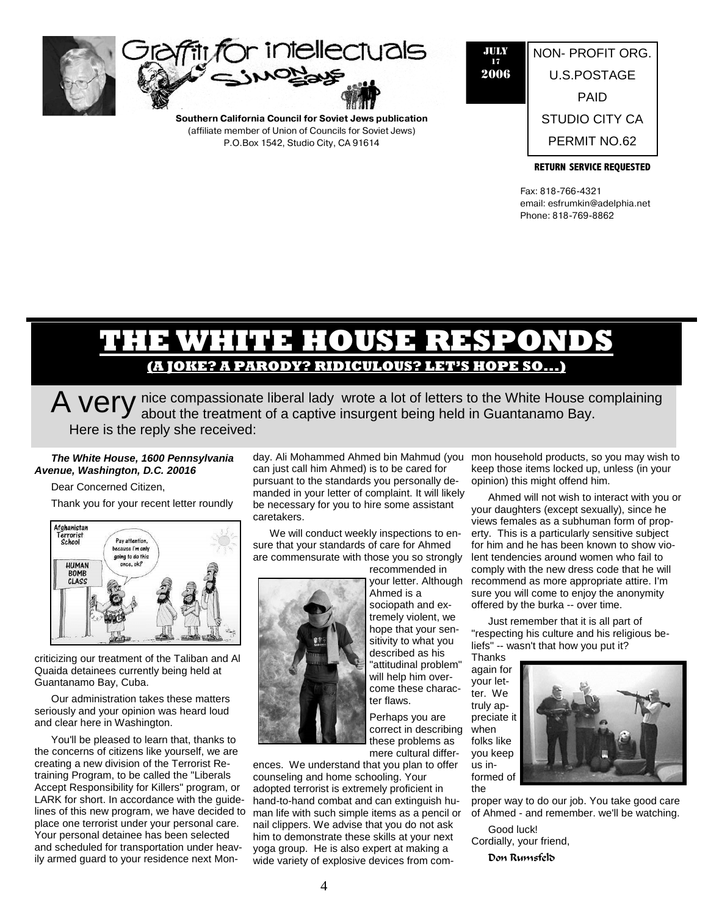Graffiti for intellectuals

Simon says

**Southern California Council for Soviet Jews publication**
(affiliate member of Union of Councils for Soviet Jews)
P.O.Box 1542, Studio City, CA 91614

**JULY 17 2006**

NON- PROFIT ORG.
U.S.POSTAGE
PAID
STUDIO CITY CA
PERMIT NO.62

**RETURN SERVICE REQUESTED**

Fax: 818-766-4321
email: esfrumkin@adelphia.net
Phone: 818-769-8862

# THE WHITE HOUSE RESPONDS

## (A JOKE? A PARODY? RIDICULOUS? LET'S HOPE SO...)

A very nice compassionate liberal lady wrote a lot of letters to the White House complaining about the treatment of a captive insurgent being held in Guantanamo Bay. Here is the reply she received:

***The White House, 1600 Pennsylvania Avenue, Washington, D.C. 20016***

Dear Concerned Citizen,

Thank you for your recent letter roundly criticizing our treatment of the Taliban and Al Quaida detainees currently being held at Guantanamo Bay, Cuba.

Our administration takes these matters seriously and your opinion was heard loud and clear here in Washington.

You'll be pleased to learn that, thanks to the concerns of citizens like yourself, we are creating a new division of the Terrorist Retraining Program, to be called the "Liberals Accept Responsibility for Killers" program, or LARK for short. In accordance with the guidelines of this new program, we have decided to place one terrorist under your personal care. Your personal detainee has been selected and scheduled for transportation under heavily armed guard to your residence next Monday. Ali Mohammed Ahmed bin Mahmud (you can just call him Ahmed) is to be cared for pursuant to the standards you personally demanded in your letter of complaint. It will likely be necessary for you to hire some assistant caretakers.

We will conduct weekly inspections to ensure that your standards of care for Ahmed are commensurate with those you so strongly recommended in your letter. Although Ahmed is a sociopath and extremely violent, we hope that your sensitivity to what you described as his "attitudinal problem" will help him overcome these character flaws.

Perhaps you are correct in describing these problems as mere cultural differences. We understand that you plan to offer counseling and home schooling. Your adopted terrorist is extremely proficient in hand-to-hand combat and can extinguish human life with such simple items as a pencil or nail clippers. We advise that you do not ask him to demonstrate these skills at your next yoga group. He is also expert at making a wide variety of explosive devices from common household products, so you may wish to keep those items locked up, unless (in your opinion) this might offend him.

Ahmed will not wish to interact with you or your daughters (except sexually), since he views females as a subhuman form of property. This is a particularly sensitive subject for him and he has been known to show violent tendencies around women who fail to comply with the new dress code that he will recommend as more appropriate attire. I'm sure you will come to enjoy the anonymity offered by the burka -- over time.

Just remember that it is all part of "respecting his culture and his religious beliefs" -- wasn't that how you put it?

Thanks again for your letter. We truly appreciate it when folks like you keep us informed of the proper way to do our job. You take good care of Ahmed - and remember. we'll be watching.

Good luck!
Cordially, your friend,

Don Rumsfeld